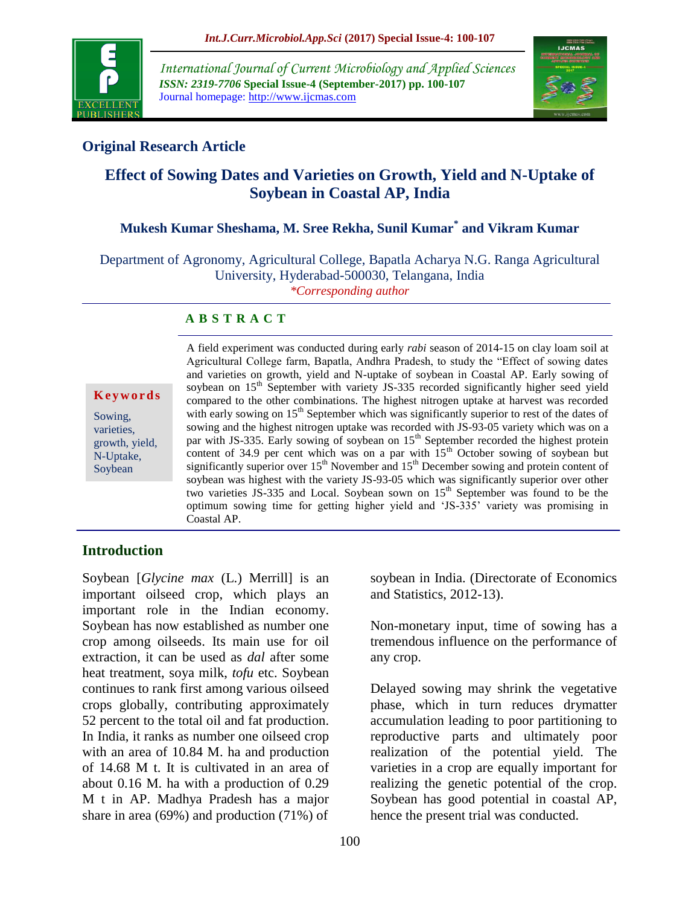## Original Research Article

# Effect of Sowing Dates and Varieties on Growth, Yield and N-Uptake of Soybean in Coastal AP, India

**Mukesh Kumar Sheshama, M. Sree Rekha, Sunil Kumar* and Vikram Kumar**

Department of Agronomy, Agricultural College, Bapatla Acharya N.G. Ranga Agricultural University, Hyderabad-500030, Telangana, India

*\*Corresponding author*

**A B S T R A C T**

**Keywords**

Sowing, varieties, growth, yield, N-Uptake, Soybean

A field experiment was conducted during early *rabi* season of 2014-15 on clay loam soil at Agricultural College farm, Bapatla, Andhra Pradesh, to study the "Effect of sowing dates and varieties on growth, yield and N-uptake of soybean in Coastal AP. Early sowing of soybean on 15th September with variety JS-335 recorded significantly higher seed yield compared to the other combinations. The highest nitrogen uptake at harvest was recorded with early sowing on 15th September which was significantly superior to rest of the dates of sowing and the highest nitrogen uptake was recorded with JS-93-05 variety which was on a par with JS-335. Early sowing of soybean on 15th September recorded the highest protein content of 34.9 per cent which was on a par with 15th October sowing of soybean but significantly superior over 15th November and 15th December sowing and protein content of soybean was highest with the variety JS-93-05 which was significantly superior over other two varieties JS-335 and Local. Soybean sown on 15th September was found to be the optimum sowing time for getting higher yield and 'JS-335' variety was promising in Coastal AP.

## Introduction

Soybean [*Glycine max* (L.) Merrill] is an important oilseed crop, which plays an important role in the Indian economy. Soybean has now established as number one crop among oilseeds. Its main use for oil extraction, it can be used as *dal* after some heat treatment, soya milk, *tofu* etc. Soybean continues to rank first among various oilseed crops globally, contributing approximately 52 percent to the total oil and fat production. In India, it ranks as number one oilseed crop with an area of 10.84 M. ha and production of 14.68 M t. It is cultivated in an area of about 0.16 M. ha with a production of 0.29 M t in AP. Madhya Pradesh has a major share in area (69%) and production (71%) of soybean in India. (Directorate of Economics and Statistics, 2012-13).

Non-monetary input, time of sowing has a tremendous influence on the performance of any crop.

Delayed sowing may shrink the vegetative phase, which in turn reduces drymatter accumulation leading to poor partitioning to reproductive parts and ultimately poor realization of the potential yield. The varieties in a crop are equally important for realizing the genetic potential of the crop. Soybean has good potential in coastal AP, hence the present trial was conducted.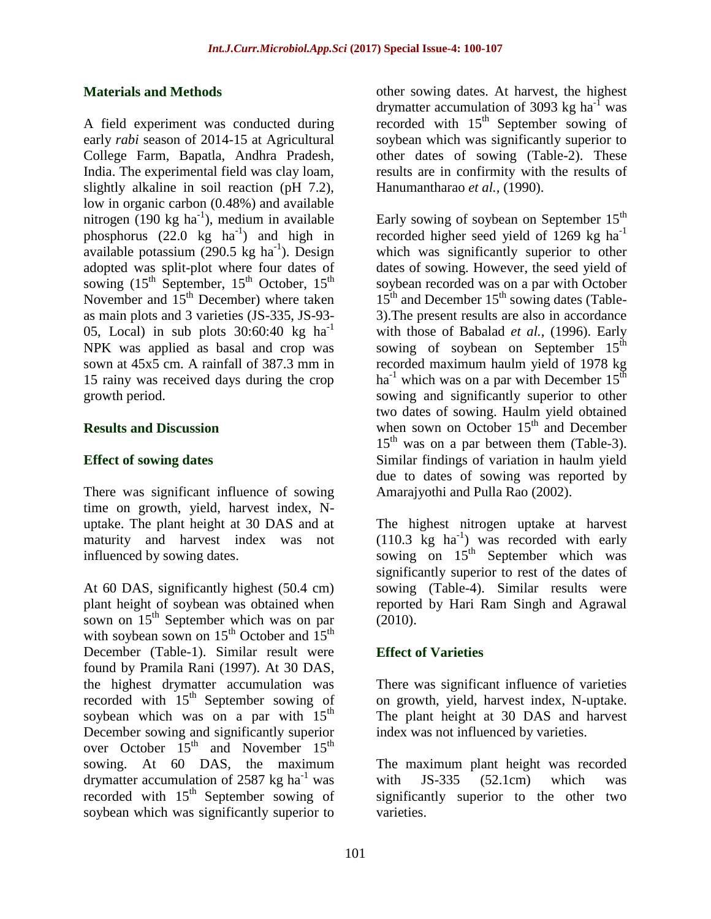## Materials and Methods

A field experiment was conducted during early *rabi* season of 2014-15 at Agricultural College Farm, Bapatla, Andhra Pradesh, India. The experimental field was clay loam, slightly alkaline in soil reaction (pH 7.2), low in organic carbon (0.48%) and available nitrogen (190 kg $ha^{-1}$), medium in available phosphorus (22.0 kg $ha^{-1}$) and high in available potassium (290.5 kg $ha^{-1}$). Design adopted was split-plot where four dates of sowing (15$^{th}$ September, 15$^{th}$ October, 15$^{th}$ November and 15$^{th}$ December) where taken as main plots and 3 varieties (JS-335, JS-93-05, Local) in sub plots 30:60:40 kg $ha^{-1}$ NPK was applied as basal and crop was sown at 45x5 cm. A rainfall of 387.3 mm in 15 rainy was received days during the crop growth period.

## Results and Discussion

### Effect of sowing dates

There was significant influence of sowing time on growth, yield, harvest index, N-uptake. The plant height at 30 DAS and at maturity and harvest index was not influenced by sowing dates.

At 60 DAS, significantly highest (50.4 cm) plant height of soybean was obtained when sown on 15$^{th}$ September which was on par with soybean sown on 15$^{th}$ October and 15$^{th}$ December (Table-1). Similar result were found by Pramila Rani (1997). At 30 DAS, the highest drymatter accumulation was recorded with 15$^{th}$ September sowing of soybean which was on a par with 15$^{th}$ December sowing and significantly superior over October 15$^{th}$ and November 15$^{th}$ sowing. At 60 DAS, the maximum drymatter accumulation of 2587 kg $ha^{-1}$ was recorded with 15$^{th}$ September sowing of soybean which was significantly superior to other sowing dates. At harvest, the highest drymatter accumulation of 3093 kg $ha^{-1}$ was recorded with 15$^{th}$ September sowing of soybean which was significantly superior to other dates of sowing (Table-2). These results are in confirmity with the results of Hanumantharao *et al.,* (1990).

Early sowing of soybean on September 15$^{th}$ recorded higher seed yield of 1269 kg $ha^{-1}$ which was significantly superior to other dates of sowing. However, the seed yield of soybean recorded was on a par with October 15$^{th}$ and December 15$^{th}$ sowing dates (Table-3).The present results are also in accordance with those of Babalad *et al.,* (1996). Early sowing of soybean on September 15$^{th}$ recorded maximum haulm yield of 1978 kg $ha^{-1}$ which was on a par with December 15$^{th}$ sowing and significantly superior to other two dates of sowing. Haulm yield obtained when sown on October 15$^{th}$ and December 15$^{th}$ was on a par between them (Table-3). Similar findings of variation in haulm yield due to dates of sowing was reported by Amarajyothi and Pulla Rao (2002).

The highest nitrogen uptake at harvest (110.3 kg $ha^{-1}$) was recorded with early sowing on 15$^{th}$ September which was significantly superior to rest of the dates of sowing (Table-4). Similar results were reported by Hari Ram Singh and Agrawal (2010).

### Effect of Varieties

There was significant influence of varieties on growth, yield, harvest index, N-uptake. The plant height at 30 DAS and harvest index was not influenced by varieties.

The maximum plant height was recorded with JS-335 (52.1cm) which was significantly superior to the other two varieties.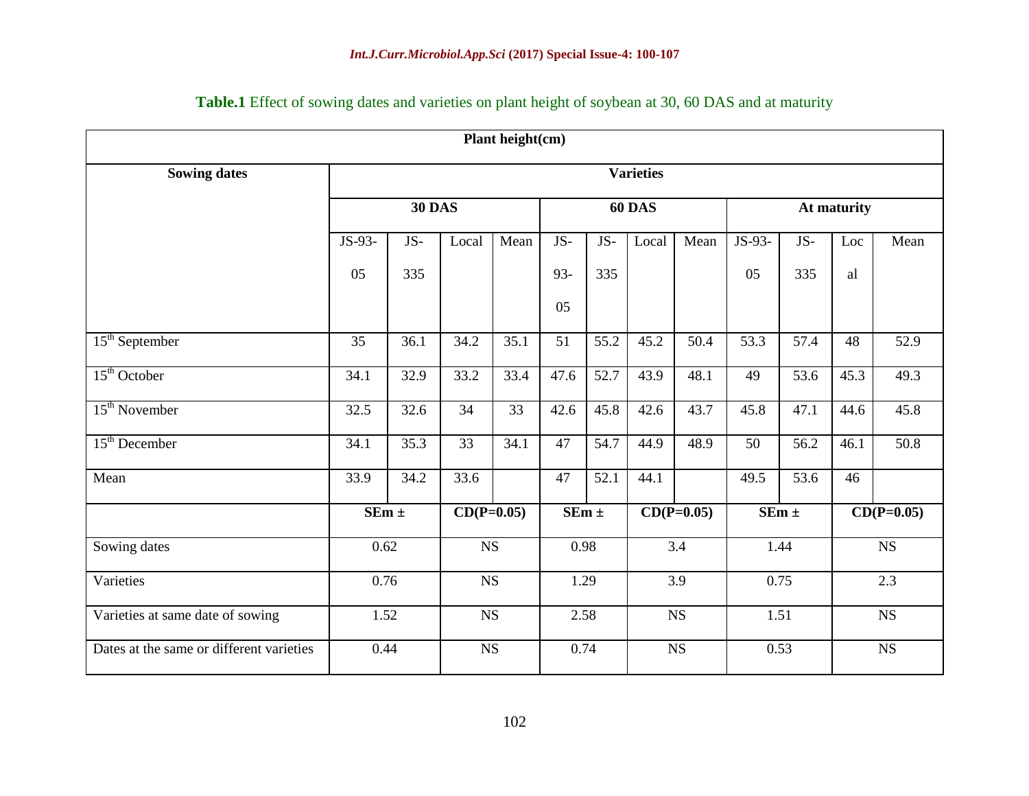**Table.1** Effect of sowing dates and varieties on plant height of soybean at 30, 60 DAS and at maturity

| Plant height(cm) | | | | | | | | | | | | |
|---|---|---|---|---|---|---|---|---|---|---|---|---|
| **Sowing dates** | **Varieties** | | | | | | | | | | | |
| | **30 DAS** | | | | **60 DAS** | | | | **At maturity** | | | |
| | JS-93-05 | JS-335 | Local | Mean | JS-93-05 | JS-335 | Local | Mean | JS-93-05 | JS-335 | Local | Mean |
| 15th September | 35 | 36.1 | 34.2 | 35.1 | 51 | 55.2 | 45.2 | 50.4 | 53.3 | 57.4 | 48 | 52.9 |
| 15th October | 34.1 | 32.9 | 33.2 | 33.4 | 47.6 | 52.7 | 43.9 | 48.1 | 49 | 53.6 | 45.3 | 49.3 |
| 15th November | 32.5 | 32.6 | 34 | 33 | 42.6 | 45.8 | 42.6 | 43.7 | 45.8 | 47.1 | 44.6 | 45.8 |
| 15th December | 34.1 | 35.3 | 33 | 34.1 | 47 | 54.7 | 44.9 | 48.9 | 50 | 56.2 | 46.1 | 50.8 |
| Mean | 33.9 | 34.2 | 33.6 | | 47 | 52.1 | 44.1 | | 49.5 | 53.6 | 46 | |
| | **SEm ±** | | **CD(P=0.05)** | | **SEm ±** | | **CD(P=0.05)** | | **SEm ±** | | **CD(P=0.05)** | |
| Sowing dates | 0.62 | | NS | | 0.98 | | 3.4 | | 1.44 | | NS | |
| Varieties | 0.76 | | NS | | 1.29 | | 3.9 | | 0.75 | | 2.3 | |
| Varieties at same date of sowing | 1.52 | | NS | | 2.58 | | NS | | 1.51 | | NS | |
| Dates at the same or different varieties | 0.44 | | NS | | 0.74 | | NS | | 0.53 | | NS | |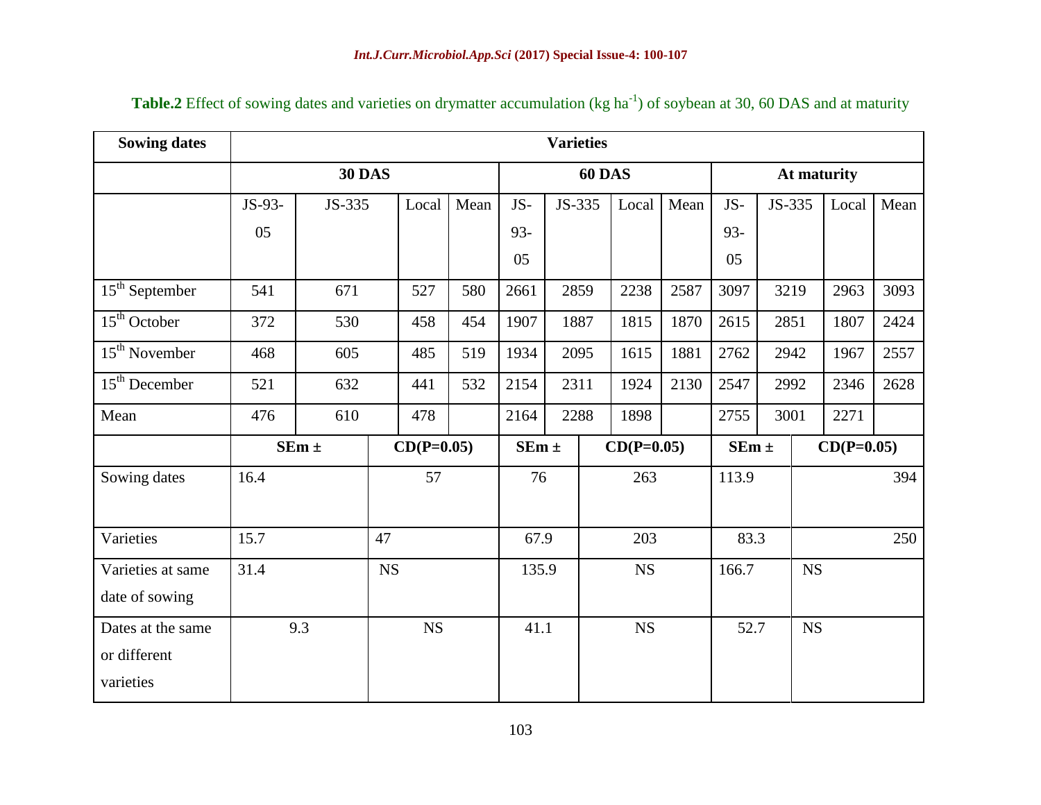**Table.2** Effect of sowing dates and varieties on drymatter accumulation (kg ha$^{-1}$) of soybean at 30, 60 DAS and at maturity

| Sowing dates | Varieties | | | | | | | | | | | |
|---|---|---|---|---|---|---|---|---|---|---|---|---|
| | 30 DAS | | | | 60 DAS | | | | At maturity | | | |
| | JS-93-05 | JS-335 | Local | Mean | JS-93-05 | JS-335 | Local | Mean | JS-93-05 | JS-335 | Local | Mean |
| 15$^{th}$ September | 541 | 671 | 527 | 580 | 2661 | 2859 | 2238 | 2587 | 3097 | 3219 | 2963 | 3093 |
| 15$^{th}$ October | 372 | 530 | 458 | 454 | 1907 | 1887 | 1815 | 1870 | 2615 | 2851 | 1807 | 2424 |
| 15$^{th}$ November | 468 | 605 | 485 | 519 | 1934 | 2095 | 1615 | 1881 | 2762 | 2942 | 1967 | 2557 |
| 15$^{th}$ December | 521 | 632 | 441 | 532 | 2154 | 2311 | 1924 | 2130 | 2547 | 2992 | 2346 | 2628 |
| Mean | 476 | 610 | 478 | | 2164 | 2288 | 1898 | | 2755 | 3001 | 2271 | |
| | SEm ± | | CD(P=0.05) | | SEm ± | | CD(P=0.05) | | SEm ± | | CD(P=0.05) | |
| Sowing dates | 16.4 | | 57 | | 76 | | 263 | | 113.9 | | 394 | |
| Varieties | 15.7 | | 47 | | 67.9 | | 203 | | 83.3 | | 250 | |
| Varieties at same date of sowing | 31.4 | | NS | | 135.9 | | NS | | 166.7 | | NS | |
| Dates at the same or different varieties | 9.3 | | NS | | 41.1 | | NS | | 52.7 | | NS | |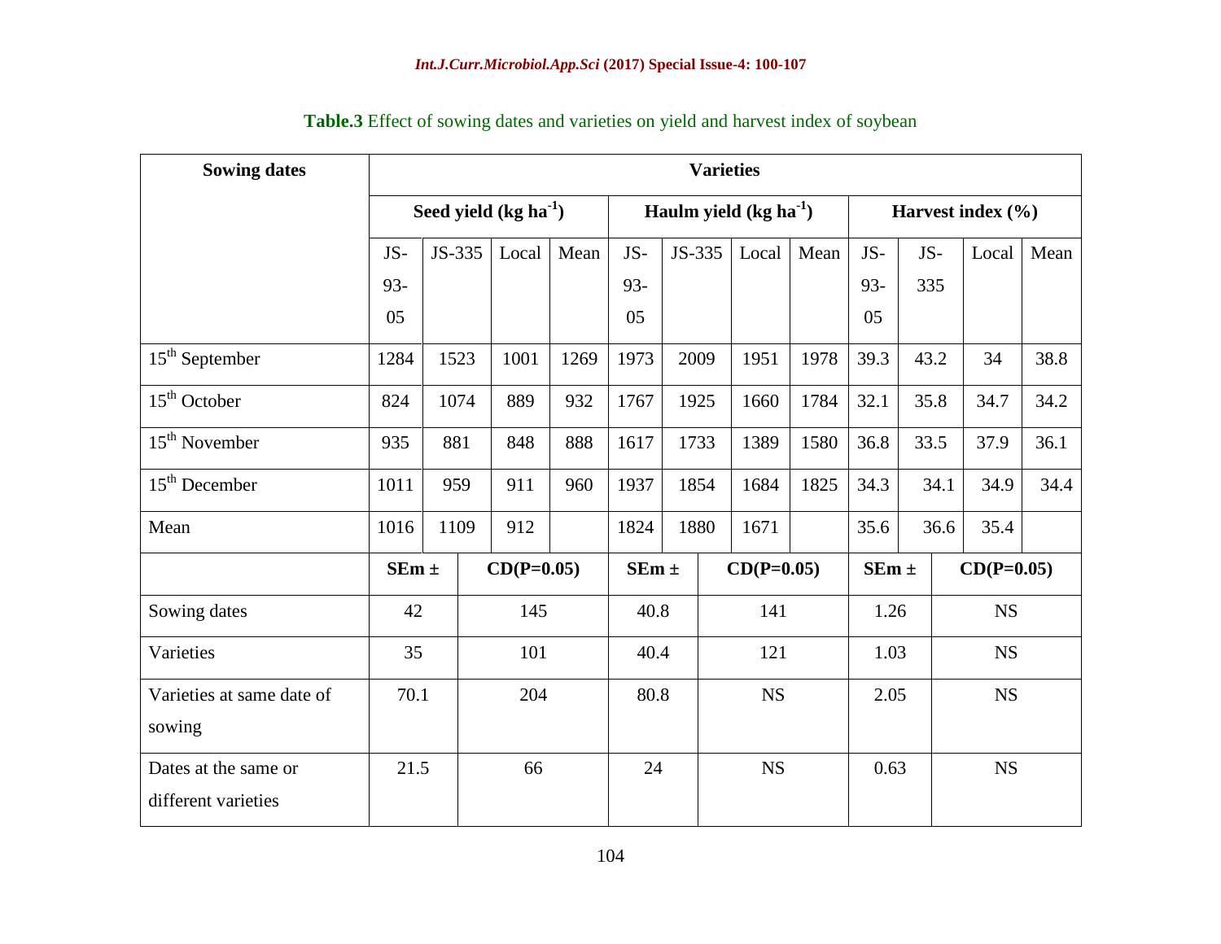**Table.3** Effect of sowing dates and varieties on yield and harvest index of soybean

| Sowing dates | Varieties | | | | | | | | | | | |
|---|---|---|---|---|---|---|---|---|---|---|---|---|
| | Seed yield (kg ha$^{-1}$) | | | | Haulm yield (kg ha$^{-1}$) | | | | Harvest index (%) | | | |
| | JS-93-05 | JS-335 | Local | Mean | JS-93-05 | JS-335 | Local | Mean | JS-93-05 | JS-335 | Local | Mean |
| 15$^{th}$ September | 1284 | 1523 | 1001 | 1269 | 1973 | 2009 | 1951 | 1978 | 39.3 | 43.2 | 34 | 38.8 |
| 15$^{th}$ October | 824 | 1074 | 889 | 932 | 1767 | 1925 | 1660 | 1784 | 32.1 | 35.8 | 34.7 | 34.2 |
| 15$^{th}$ November | 935 | 881 | 848 | 888 | 1617 | 1733 | 1389 | 1580 | 36.8 | 33.5 | 37.9 | 36.1 |
| 15$^{th}$ December | 1011 | 959 | 911 | 960 | 1937 | 1854 | 1684 | 1825 | 34.3 | 34.1 | 34.9 | 34.4 |
| Mean | 1016 | 1109 | 912 | | 1824 | 1880 | 1671 | | 35.6 | 36.6 | 35.4 | |
| | SEm ± | | CD(P=0.05) | | SEm ± | | CD(P=0.05) | | SEm ± | | CD(P=0.05) | |
| Sowing dates | 42 | | 145 | | 40.8 | | 141 | | 1.26 | | NS | |
| Varieties | 35 | | 101 | | 40.4 | | 121 | | 1.03 | | NS | |
| Varieties at same date of sowing | 70.1 | | 204 | | 80.8 | | NS | | 2.05 | | NS | |
| Dates at the same or different varieties | 21.5 | | 66 | | 24 | | NS | | 0.63 | | NS | |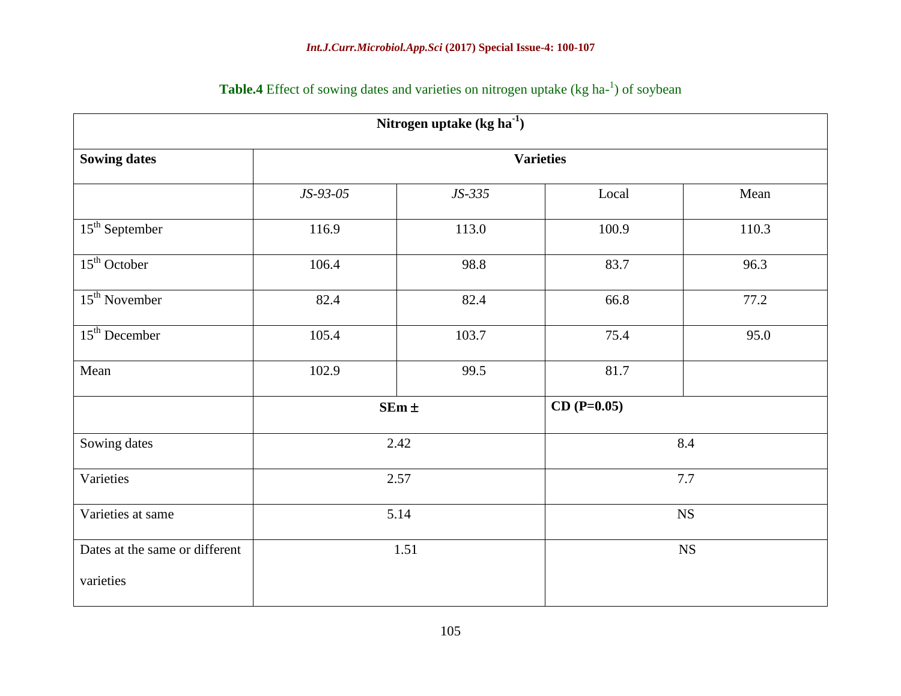**Table.4** Effect of sowing dates and varieties on nitrogen uptake (kg ha-[1]) of soybean

| Nitrogen uptake (kg ha$^{-1}$) | | | | |
|---|---|---|---|---|
| **Sowing dates** | **Varieties** | | | |
| | *JS-93-05* | *JS-335* | Local | Mean |
| 15$^{th}$ September | 116.9 | 113.0 | 100.9 | 110.3 |
| 15$^{th}$ October | 106.4 | 98.8 | 83.7 | 96.3 |
| 15$^{th}$ November | 82.4 | 82.4 | 66.8 | 77.2 |
| 15$^{th}$ December | 105.4 | 103.7 | 75.4 | 95.0 |
| Mean | 102.9 | 99.5 | 81.7 | |
| | **SEm ±** | | **CD (P=0.05)** | |
| Sowing dates | 2.42 | | 8.4 | |
| Varieties | 2.57 | | 7.7 | |
| Varieties at same | 5.14 | | NS | |
| Dates at the same or different varieties | 1.51 | | NS | |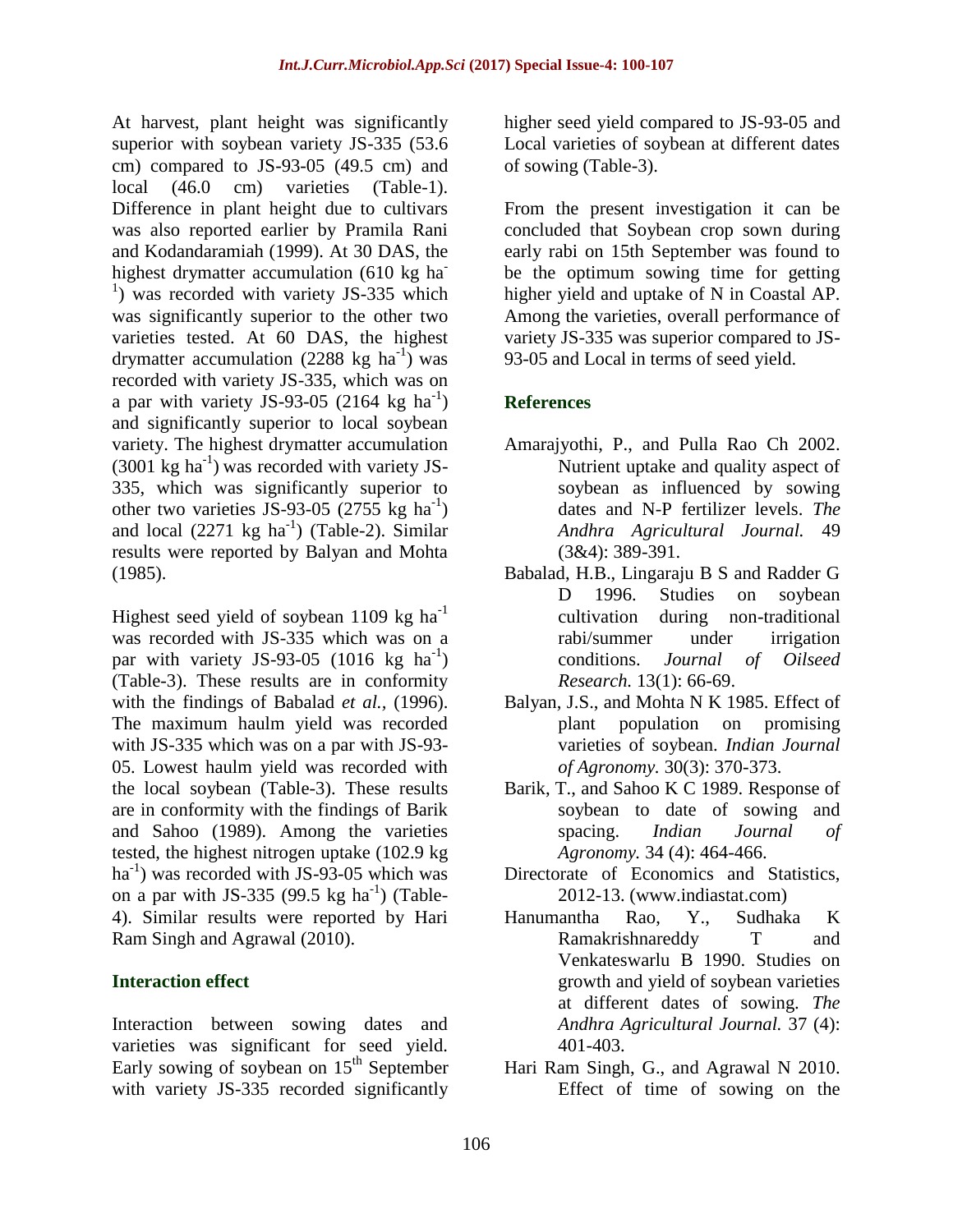At harvest, plant height was significantly superior with soybean variety JS-335 (53.6 cm) compared to JS-93-05 (49.5 cm) and local (46.0 cm) varieties (Table-1). Difference in plant height due to cultivars was also reported earlier by Pramila Rani and Kodandaramiah (1999). At 30 DAS, the highest drymatter accumulation (610 kg $ha^{-1}$) was recorded with variety JS-335 which was significantly superior to the other two varieties tested. At 60 DAS, the highest drymatter accumulation (2288 kg $ha^{-1}$) was recorded with variety JS-335, which was on a par with variety JS-93-05 (2164 kg $ha^{-1}$) and significantly superior to local soybean variety. The highest drymatter accumulation (3001 kg $ha^{-1}$) was recorded with variety JS-335, which was significantly superior to other two varieties JS-93-05 (2755 kg $ha^{-1}$) and local (2271 kg $ha^{-1}$) (Table-2). Similar results were reported by Balyan and Mohta (1985).

Highest seed yield of soybean 1109 kg $ha^{-1}$ was recorded with JS-335 which was on a par with variety JS-93-05 (1016 kg $ha^{-1}$) (Table-3). These results are in conformity with the findings of Babalad *et al.*, (1996). The maximum haulm yield was recorded with JS-335 which was on a par with JS-93-05. Lowest haulm yield was recorded with the local soybean (Table-3). These results are in conformity with the findings of Barik and Sahoo (1989). Among the varieties tested, the highest nitrogen uptake (102.9 kg $ha^{-1}$) was recorded with JS-93-05 which was on a par with JS-335 (99.5 kg $ha^{-1}$) (Table-4). Similar results were reported by Hari Ram Singh and Agrawal (2010).

## Interaction effect

Interaction between sowing dates and varieties was significant for seed yield. Early sowing of soybean on $15^{th}$ September with variety JS-335 recorded significantly higher seed yield compared to JS-93-05 and Local varieties of soybean at different dates of sowing (Table-3).

From the present investigation it can be concluded that Soybean crop sown during early rabi on 15th September was found to be the optimum sowing time for getting higher yield and uptake of N in Coastal AP. Among the varieties, overall performance of variety JS-335 was superior compared to JS-93-05 and Local in terms of seed yield.

## References

- Amarajyothi, P., and Pulla Rao Ch 2002. Nutrient uptake and quality aspect of soybean as influenced by sowing dates and N-P fertilizer levels. *The Andhra Agricultural Journal.* 49 (3&4): 389-391.
- Babalad, H.B., Lingaraju B S and Radder G D 1996. Studies on soybean cultivation during non-traditional rabi/summer under irrigation conditions. *Journal of Oilseed Research.* 13(1): 66-69.
- Balyan, J.S., and Mohta N K 1985. Effect of plant population on promising varieties of soybean. *Indian Journal of Agronomy.* 30(3): 370-373.
- Barik, T., and Sahoo K C 1989. Response of soybean to date of sowing and spacing. *Indian Journal of Agronomy.* 34 (4): 464-466.
- Directorate of Economics and Statistics, 2012-13. (www.indiastat.com)
- Hanumantha Rao, Y., Sudhaka K Ramakrishnareddy T and Venkateswarlu B 1990. Studies on growth and yield of soybean varieties at different dates of sowing. *The Andhra Agricultural Journal.* 37 (4): 401-403.
- Hari Ram Singh, G., and Agrawal N 2010. Effect of time of sowing on the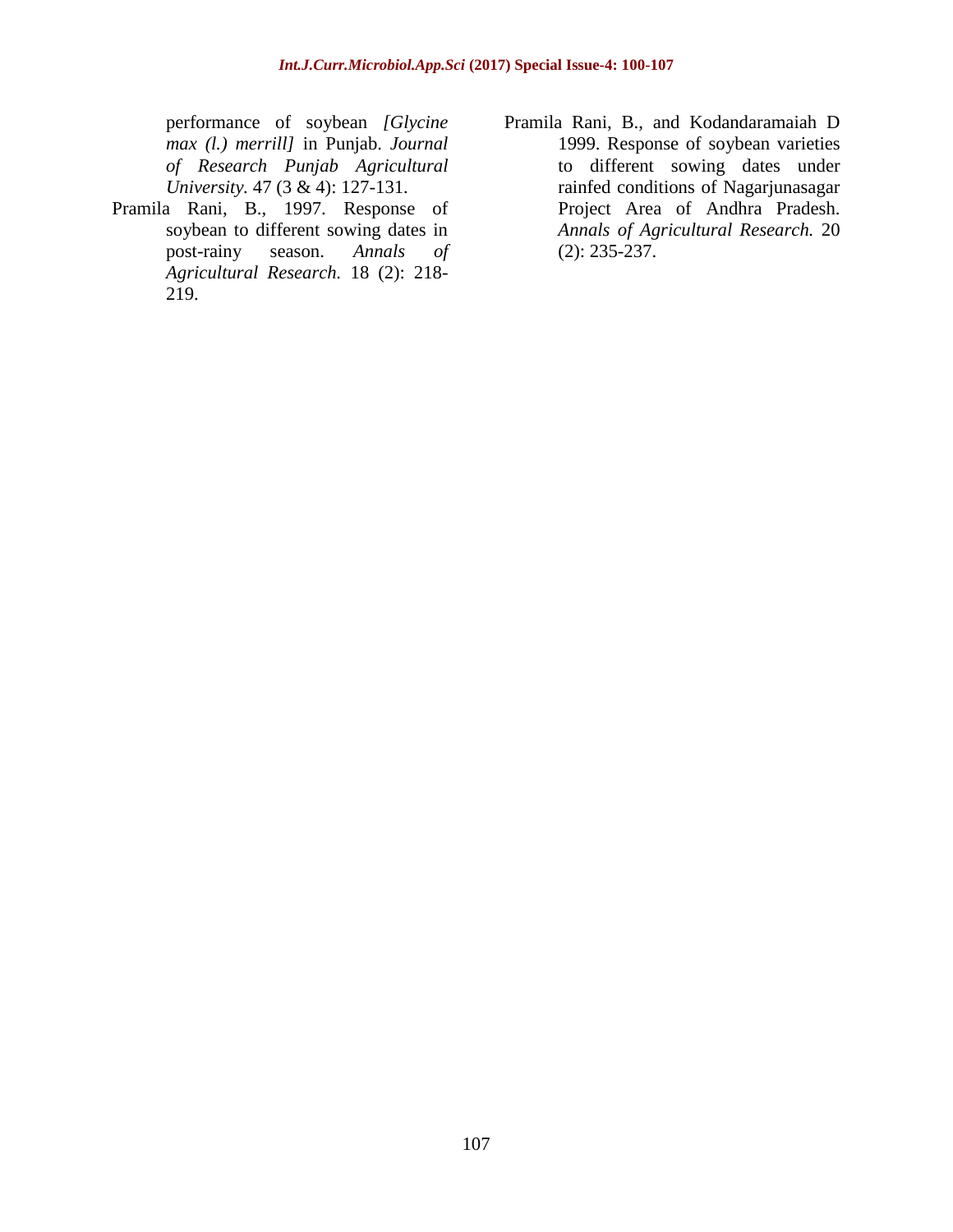performance of soybean *[Glycine max (l.) merrill]* in Punjab. *Journal of Research Punjab Agricultural University*. 47 (3 & 4): 127-131.

Pramila Rani, B., 1997. Response of soybean to different sowing dates in post-rainy season. *Annals of Agricultural Research.* 18 (2): 218-219.

Pramila Rani, B., and Kodandaramaiah D 1999. Response of soybean varieties to different sowing dates under rainfed conditions of Nagarjunasagar Project Area of Andhra Pradesh. *Annals of Agricultural Research.* 20 (2): 235-237.